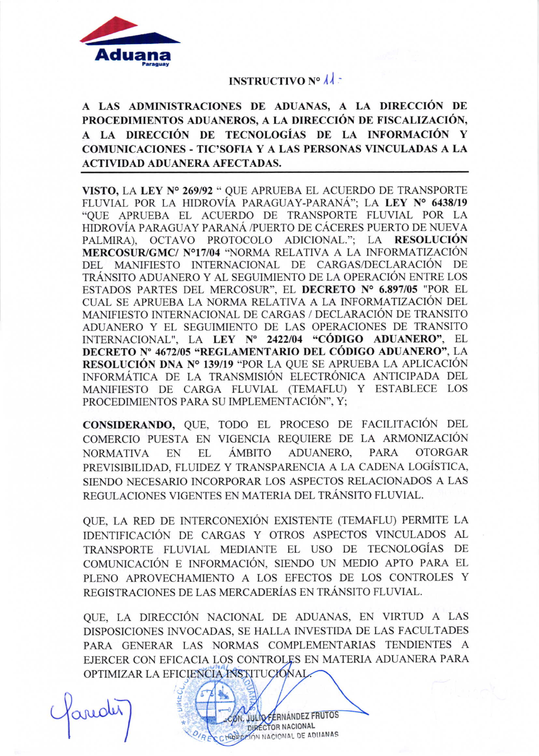Aduana
Paraguay

## INSTRUCTIVO N° 11 -

**A LAS ADMINISTRACIONES DE ADUANAS, A LA DIRECCIÓN DE PROCEDIMIENTOS ADUANEROS, A LA DIRECCIÓN DE FISCALIZACIÓN, A LA DIRECCIÓN DE TECNOLOGÍAS DE LA INFORMACIÓN Y COMUNICACIONES - TIC'SOFIA Y A LAS PERSONAS VINCULADAS A LA ACTIVIDAD ADUANERA AFECTADAS.**

---

**VISTO,** LA **LEY N° 269/92** " QUE APRUEBA EL ACUERDO DE TRANSPORTE FLUVIAL POR LA HIDROVÍA PARAGUAY-PARANÁ"; LA **LEY N° 6438/19** "QUE APRUEBA EL ACUERDO DE TRANSPORTE FLUVIAL POR LA HIDROVÍA PARAGUAY PARANÁ /PUERTO DE CÁCERES PUERTO DE NUEVA PALMIRA), OCTAVO PROTOCOLO ADICIONAL."; LA **RESOLUCIÓN MERCOSUR/GMC/ N°17/04** "NORMA RELATIVA A LA INFORMATIZACIÓN DEL MANIFIESTO INTERNACIONAL DE CARGAS/DECLARACIÓN DE TRÁNSITO ADUANERO Y AL SEGUIMIENTO DE LA OPERACIÓN ENTRE LOS ESTADOS PARTES DEL MERCOSUR", EL **DECRETO N° 6.897/05** "POR EL CUAL SE APRUEBA LA NORMA RELATIVA A LA INFORMATIZACIÓN DEL MANIFIESTO INTERNACIONAL DE CARGAS / DECLARACIÓN DE TRANSITO ADUANERO Y EL SEGUIMIENTO DE LAS OPERACIONES DE TRANSITO INTERNACIONAL", LA **LEY Nº 2422/04 "CÓDIGO ADUANERO"**, EL **DECRETO N° 4672/05 "REGLAMENTARIO DEL CÓDIGO ADUANERO"**, LA **RESOLUCIÓN DNA N° 139/19** "POR LA QUE SE APRUEBA LA APLICACIÓN INFORMÁTICA DE LA TRANSMISIÓN ELECTRÓNICA ANTICIPADA DEL MANIFIESTO DE CARGA FLUVIAL (TEMAFLU) Y ESTABLECE LOS PROCEDIMIENTOS PARA SU IMPLEMENTACIÓN", Y;

**CONSIDERANDO,** QUE, TODO EL PROCESO DE FACILITACIÓN DEL COMERCIO PUESTA EN VIGENCIA REQUIERE DE LA ARMONIZACIÓN NORMATIVA EN EL ÁMBITO ADUANERO, PARA OTORGAR PREVISIBILIDAD, FLUIDEZ Y TRANSPARENCIA A LA CADENA LOGÍSTICA, SIENDO NECESARIO INCORPORAR LOS ASPECTOS RELACIONADOS A LAS REGULACIONES VIGENTES EN MATERIA DEL TRÁNSITO FLUVIAL.

QUE, LA RED DE INTERCONEXIÓN EXISTENTE (TEMAFLU) PERMITE LA IDENTIFICACIÓN DE CARGAS Y OTROS ASPECTOS VINCULADOS AL TRANSPORTE FLUVIAL MEDIANTE EL USO DE TECNOLOGÍAS DE COMUNICACIÓN E INFORMACIÓN, SIENDO UN MEDIO APTO PARA EL PLENO APROVECHAMIENTO A LOS EFECTOS DE LOS CONTROLES Y REGISTRACIONES DE LAS MERCADERÍAS EN TRÁNSITO FLUVIAL.

QUE, LA DIRECCIÓN NACIONAL DE ADUANAS, EN VIRTUD A LAS DISPOSICIONES INVOCADAS, SE HALLA INVESTIDA DE LAS FACULTADES PARA GENERAR LAS NORMAS COMPLEMENTARIAS TENDIENTES A EJERCER CON EFICACIA LOS CONTROLES EN MATERIA ADUANERA PARA OPTIMIZAR LA EFICIENCIA INSTITUCIONAL.

ECON. JULIO FERNÁNDEZ FRUTOS
DIRECTOR NACIONAL
DIRECCIÓN NACIONAL DE ADUANAS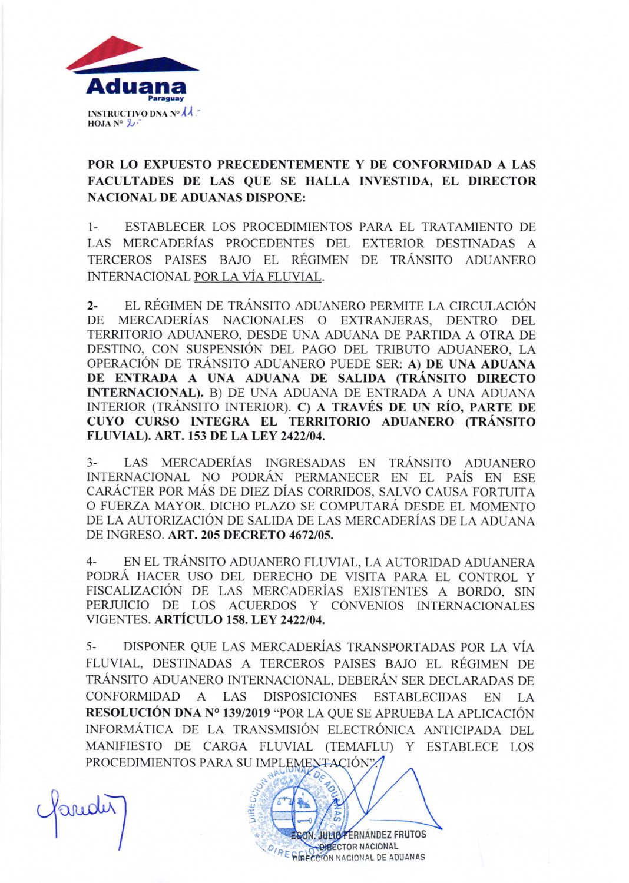INSTRUCTIVO DNA N° 11-
HOJA N° 2-

**POR LO EXPUESTO PRECEDENTEMENTE Y DE CONFORMIDAD A LAS FACULTADES DE LAS QUE SE HALLA INVESTIDA, EL DIRECTOR NACIONAL DE ADUANAS DISPONE:**

1- ESTABLECER LOS PROCEDIMIENTOS PARA EL TRATAMIENTO DE LAS MERCADERÍAS PROCEDENTES DEL EXTERIOR DESTINADAS A TERCEROS PAISES BAJO EL RÉGIMEN DE TRÁNSITO ADUANERO INTERNACIONAL POR LA VÍA FLUVIAL.

**2-** EL RÉGIMEN DE TRÁNSITO ADUANERO PERMITE LA CIRCULACIÓN DE MERCADERÍAS NACIONALES O EXTRANJERAS, DENTRO DEL TERRITORIO ADUANERO, DESDE UNA ADUANA DE PARTIDA A OTRA DE DESTINO, CON SUSPENSIÓN DEL PAGO DEL TRIBUTO ADUANERO, LA OPERACIÓN DE TRÁNSITO ADUANERO PUEDE SER: **A) DE UNA ADUANA DE ENTRADA A UNA ADUANA DE SALIDA (TRÁNSITO DIRECTO INTERNACIONAL).** B) DE UNA ADUANA DE ENTRADA A UNA ADUANA INTERIOR (TRÁNSITO INTERIOR). **C) A TRAVÉS DE UN RÍO, PARTE DE CUYO CURSO INTEGRA EL TERRITORIO ADUANERO (TRÁNSITO FLUVIAL). ART. 153 DE LA LEY 2422/04.**

3- LAS MERCADERÍAS INGRESADAS EN TRÁNSITO ADUANERO INTERNACIONAL NO PODRÁN PERMANECER EN EL PAÍS EN ESE CARÁCTER POR MÁS DE DIEZ DÍAS CORRIDOS, SALVO CAUSA FORTUITA O FUERZA MAYOR. DICHO PLAZO SE COMPUTARÁ DESDE EL MOMENTO DE LA AUTORIZACIÓN DE SALIDA DE LAS MERCADERÍAS DE LA ADUANA DE INGRESO. **ART. 205 DECRETO 4672/05.**

4- EN EL TRÁNSITO ADUANERO FLUVIAL, LA AUTORIDAD ADUANERA PODRÁ HACER USO DEL DERECHO DE VISITA PARA EL CONTROL Y FISCALIZACIÓN DE LAS MERCADERÍAS EXISTENTES A BORDO, SIN PERJUICIO DE LOS ACUERDOS Y CONVENIOS INTERNACIONALES VIGENTES. **ARTÍCULO 158. LEY 2422/04.**

5- DISPONER QUE LAS MERCADERÍAS TRANSPORTADAS POR LA VÍA FLUVIAL, DESTINADAS A TERCEROS PAISES BAJO EL RÉGIMEN DE TRÁNSITO ADUANERO INTERNACIONAL, DEBERÁN SER DECLARADAS DE CONFORMIDAD A LAS DISPOSICIONES ESTABLECIDAS EN LA **RESOLUCIÓN DNA N° 139/2019** "POR LA QUE SE APRUEBA LA APLICACIÓN INFORMÁTICA DE LA TRANSMISIÓN ELECTRÓNICA ANTICIPADA DEL MANIFIESTO DE CARGA FLUVIAL (TEMAFLU) Y ESTABLECE LOS PROCEDIMIENTOS PARA SU IMPLEMENTACIÓN".

ECON. JULIO FERNÁNDEZ FRUTOS
DIRECTOR NACIONAL
DIRECCIÓN NACIONAL DE ADUANAS